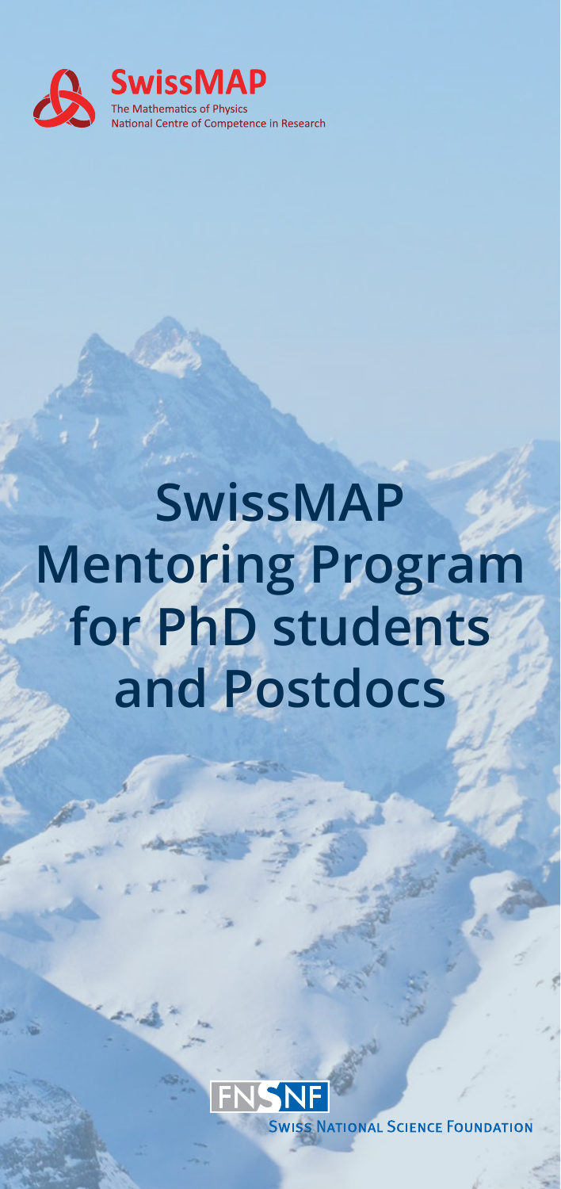**SwissMAP**
The Mathematics of Physics
National Centre of Competence in Research

# SwissMAP Mentoring Program for PhD students and Postdocs

FNSNF
Swiss National Science Foundation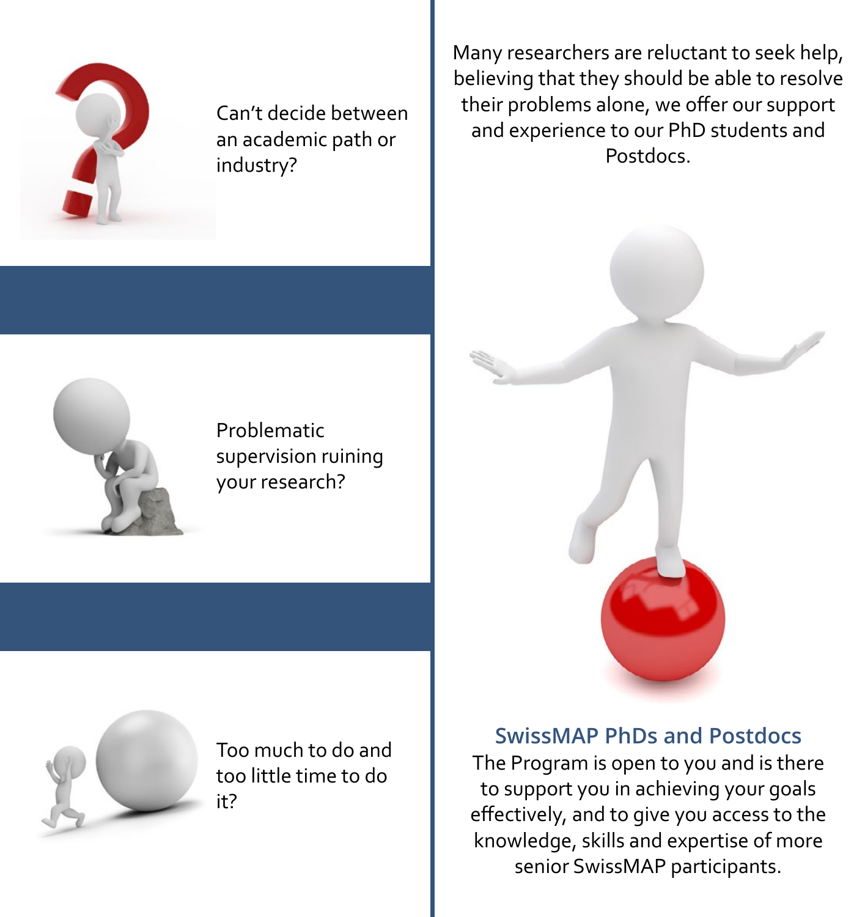Can't decide between an academic path or industry?

Problematic supervision ruining your research?

Too much to do and too little time to do it?

Many researchers are reluctant to seek help, believing that they should be able to resolve their problems alone, we offer our support and experience to our PhD students and Postdocs.

## SwissMAP PhDs and Postdocs

The Program is open to you and is there to support you in achieving your goals effectively, and to give you access to the knowledge, skills and expertise of more senior SwissMAP participants.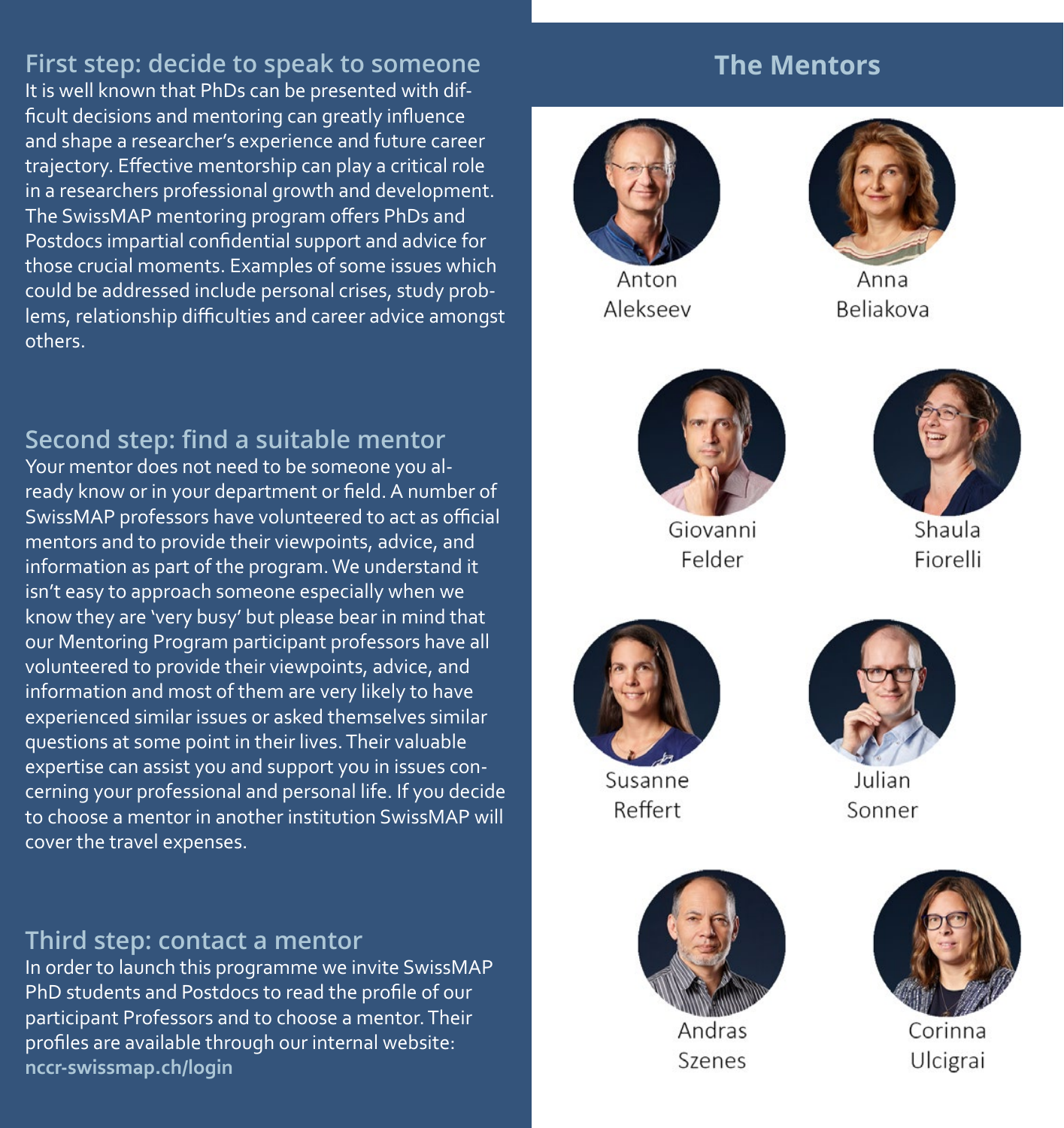## First step: decide to speak to someone

It is well known that PhDs can be presented with difficult decisions and mentoring can greatly influence and shape a researcher's experience and future career trajectory. Effective mentorship can play a critical role in a researchers professional growth and development. The SwissMAP mentoring program offers PhDs and Postdocs impartial confidential support and advice for those crucial moments. Examples of some issues which could be addressed include personal crises, study problems, relationship difficulties and career advice amongst others.

## Second step: find a suitable mentor

Your mentor does not need to be someone you already know or in your department or field. A number of SwissMAP professors have volunteered to act as official mentors and to provide their viewpoints, advice, and information as part of the program. We understand it isn't easy to approach someone especially when we know they are 'very busy' but please bear in mind that our Mentoring Program participant professors have all volunteered to provide their viewpoints, advice, and information and most of them are very likely to have experienced similar issues or asked themselves similar questions at some point in their lives. Their valuable expertise can assist you and support you in issues concerning your professional and personal life. If you decide to choose a mentor in another institution SwissMAP will cover the travel expenses.

## Third step: contact a mentor

In order to launch this programme we invite SwissMAP PhD students and Postdocs to read the profile of our participant Professors and to choose a mentor. Their profiles are available through our internal website: **nccr-swissmap.ch/login**

## The Mentors

Anton Alekseev

Anna Beliakova

Giovanni Felder

Shaula Fiorelli

Susanne Reffert

Julian Sonner

Andras Szenes

Corinna Ulcigrai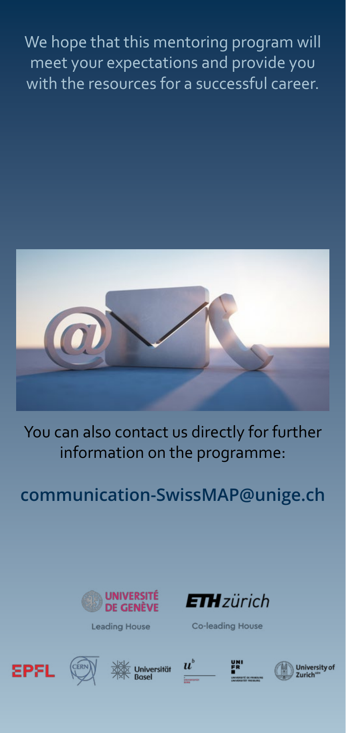We hope that this mentoring program will meet your expectations and provide you with the resources for a successful career.

You can also contact us directly for further information on the programme:

**communication-SwissMAP@unige.ch**

Leading House

Co-leading House